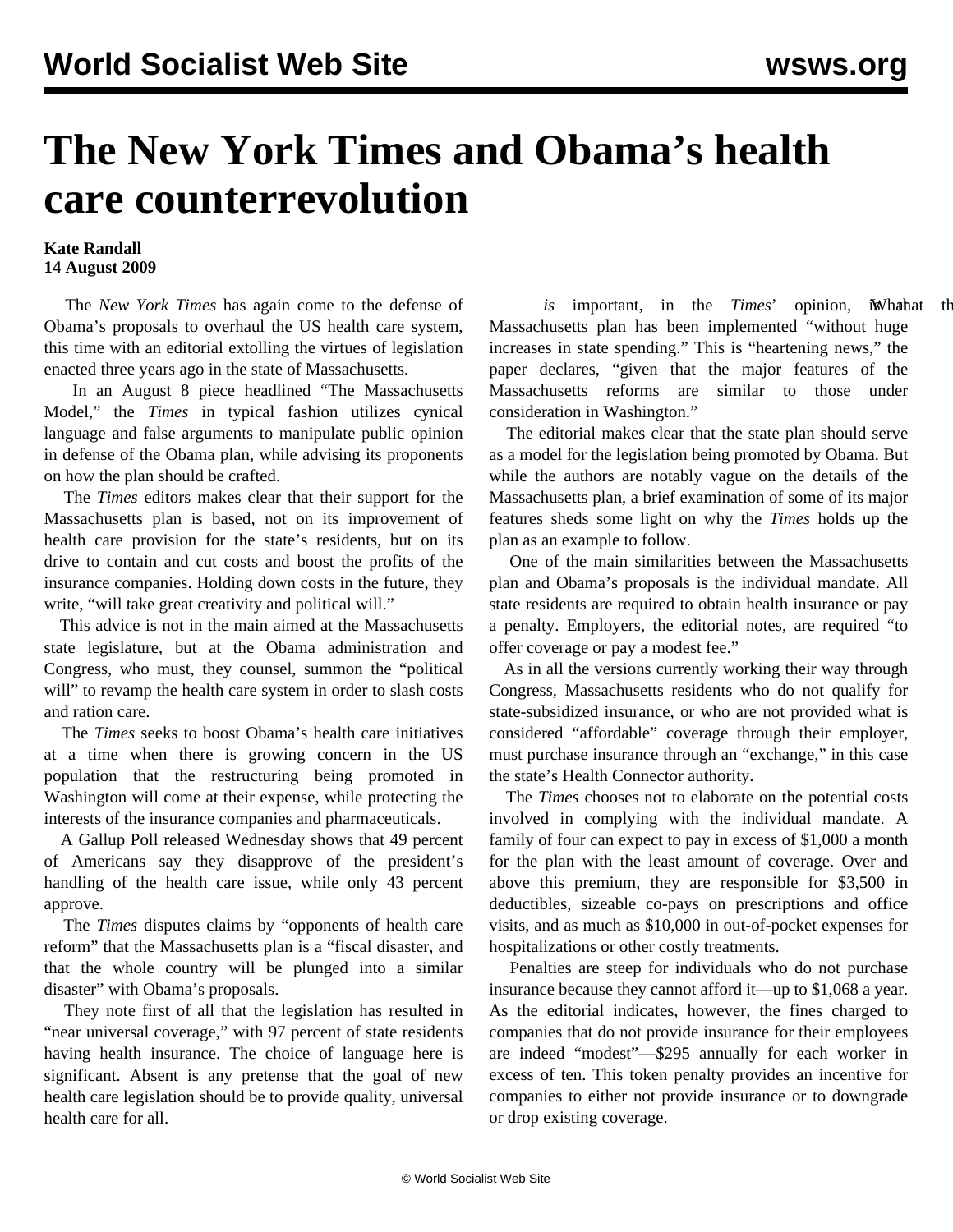# The New York Times and Obama's health care counterrevolution

**Kate Randall**
**14 August 2009**

The *New York Times* has again come to the defense of Obama's proposals to overhaul the US health care system, this time with an editorial extolling the virtues of legislation enacted three years ago in the state of Massachusetts.

In an August 8 piece headlined "The Massachusetts Model," the *Times* in typical fashion utilizes cynical language and false arguments to manipulate public opinion in defense of the Obama plan, while advising its proponents on how the plan should be crafted.

The *Times* editors makes clear that their support for the Massachusetts plan is based, not on its improvement of health care provision for the state's residents, but on its drive to contain and cut costs and boost the profits of the insurance companies. Holding down costs in the future, they write, "will take great creativity and political will."

This advice is not in the main aimed at the Massachusetts state legislature, but at the Obama administration and Congress, who must, they counsel, summon the "political will" to revamp the health care system in order to slash costs and ration care.

The *Times* seeks to boost Obama's health care initiatives at a time when there is growing concern in the US population that the restructuring being promoted in Washington will come at their expense, while protecting the interests of the insurance companies and pharmaceuticals.

A Gallup Poll released Wednesday shows that 49 percent of Americans say they disapprove of the president's handling of the health care issue, while only 43 percent approve.

The *Times* disputes claims by "opponents of health care reform" that the Massachusetts plan is a "fiscal disaster, and that the whole country will be plunged into a similar disaster" with Obama's proposals.

They note first of all that the legislation has resulted in "near universal coverage," with 97 percent of state residents having health insurance. The choice of language here is significant. Absent is any pretense that the goal of new health care legislation should be to provide quality, universal health care for all.

What *is* important, in the *Times*' opinion, is that the Massachusetts plan has been implemented "without huge increases in state spending." This is "heartening news," the paper declares, "given that the major features of the Massachusetts reforms are similar to those under consideration in Washington."

The editorial makes clear that the state plan should serve as a model for the legislation being promoted by Obama. But while the authors are notably vague on the details of the Massachusetts plan, a brief examination of some of its major features sheds some light on why the *Times* holds up the plan as an example to follow.

One of the main similarities between the Massachusetts plan and Obama's proposals is the individual mandate. All state residents are required to obtain health insurance or pay a penalty. Employers, the editorial notes, are required "to offer coverage or pay a modest fee."

As in all the versions currently working their way through Congress, Massachusetts residents who do not qualify for state-subsidized insurance, or who are not provided what is considered "affordable" coverage through their employer, must purchase insurance through an "exchange," in this case the state's Health Connector authority.

The *Times* chooses not to elaborate on the potential costs involved in complying with the individual mandate. A family of four can expect to pay in excess of $1,000 a month for the plan with the least amount of coverage. Over and above this premium, they are responsible for $3,500 in deductibles, sizeable co-pays on prescriptions and office visits, and as much as $10,000 in out-of-pocket expenses for hospitalizations or other costly treatments.

Penalties are steep for individuals who do not purchase insurance because they cannot afford it—up to $1,068 a year. As the editorial indicates, however, the fines charged to companies that do not provide insurance for their employees are indeed "modest"—$295 annually for each worker in excess of ten. This token penalty provides an incentive for companies to either not provide insurance or to downgrade or drop existing coverage.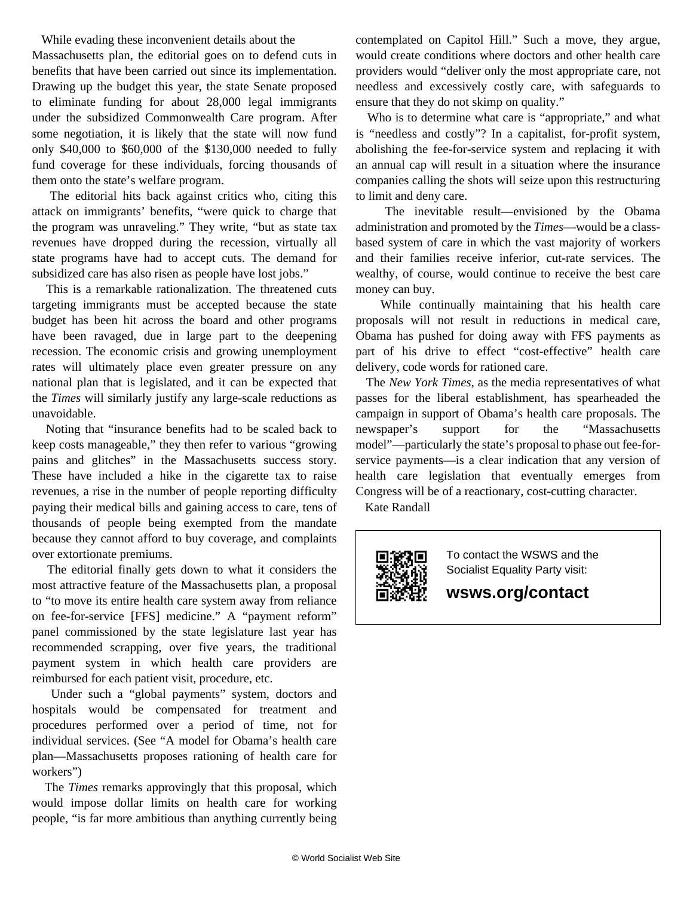While evading these inconvenient details about the Massachusetts plan, the editorial goes on to defend cuts in benefits that have been carried out since its implementation. Drawing up the budget this year, the state Senate proposed to eliminate funding for about 28,000 legal immigrants under the subsidized Commonwealth Care program. After some negotiation, it is likely that the state will now fund only $40,000 to $60,000 of the $130,000 needed to fully fund coverage for these individuals, forcing thousands of them onto the state's welfare program.

The editorial hits back against critics who, citing this attack on immigrants' benefits, "were quick to charge that the program was unraveling." They write, "but as state tax revenues have dropped during the recession, virtually all state programs have had to accept cuts. The demand for subsidized care has also risen as people have lost jobs."

This is a remarkable rationalization. The threatened cuts targeting immigrants must be accepted because the state budget has been hit across the board and other programs have been ravaged, due in large part to the deepening recession. The economic crisis and growing unemployment rates will ultimately place even greater pressure on any national plan that is legislated, and it can be expected that the *Times* will similarly justify any large-scale reductions as unavoidable.

Noting that "insurance benefits had to be scaled back to keep costs manageable," they then refer to various "growing pains and glitches" in the Massachusetts success story. These have included a hike in the cigarette tax to raise revenues, a rise in the number of people reporting difficulty paying their medical bills and gaining access to care, tens of thousands of people being exempted from the mandate because they cannot afford to buy coverage, and complaints over extortionate premiums.

The editorial finally gets down to what it considers the most attractive feature of the Massachusetts plan, a proposal to "to move its entire health care system away from reliance on fee-for-service [FFS] medicine." A "payment reform" panel commissioned by the state legislature last year has recommended scrapping, over five years, the traditional payment system in which health care providers are reimbursed for each patient visit, procedure, etc.

Under such a "global payments" system, doctors and hospitals would be compensated for treatment and procedures performed over a period of time, not for individual services. (See "A model for Obama's health care plan—Massachusetts proposes rationing of health care for workers")

The *Times* remarks approvingly that this proposal, which would impose dollar limits on health care for working people, "is far more ambitious than anything currently being contemplated on Capitol Hill." Such a move, they argue, would create conditions where doctors and other health care providers would "deliver only the most appropriate care, not needless and excessively costly care, with safeguards to ensure that they do not skimp on quality."

Who is to determine what care is "appropriate," and what is "needless and costly"? In a capitalist, for-profit system, abolishing the fee-for-service system and replacing it with an annual cap will result in a situation where the insurance companies calling the shots will seize upon this restructuring to limit and deny care.

The inevitable result—envisioned by the Obama administration and promoted by the *Times*—would be a class-based system of care in which the vast majority of workers and their families receive inferior, cut-rate services. The wealthy, of course, would continue to receive the best care money can buy.

While continually maintaining that his health care proposals will not result in reductions in medical care, Obama has pushed for doing away with FFS payments as part of his drive to effect "cost-effective" health care delivery, code words for rationed care.

The *New York Times*, as the media representatives of what passes for the liberal establishment, has spearheaded the campaign in support of Obama's health care proposals. The newspaper's support for the "Massachusetts model"—particularly the state's proposal to phase out fee-for-service payments—is a clear indication that any version of health care legislation that eventually emerges from Congress will be of a reactionary, cost-cutting character.

Kate Randall

To contact the WSWS and the Socialist Equality Party visit:

**wsws.org/contact**